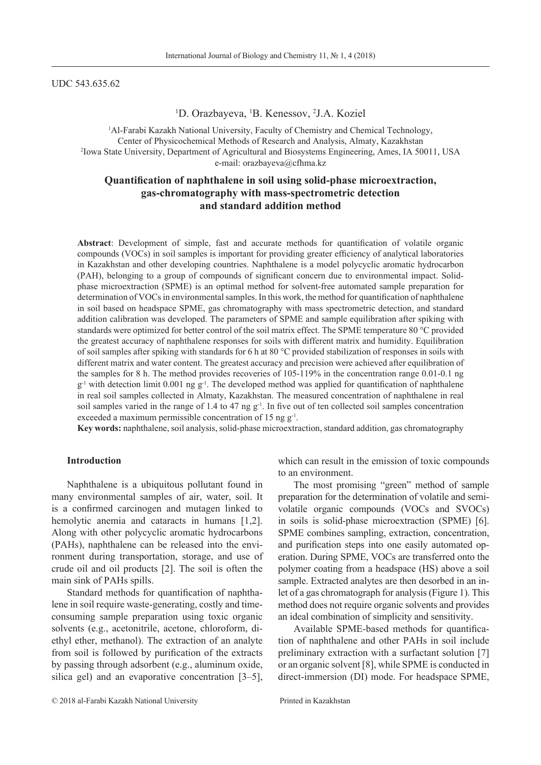UDC 543.635.62

[1]D. Orazbayeva, [1]B. Kenessov, [2]J.A. Koziel

[1]Al-Farabi Kazakh National University, Faculty of Chemistry and Chemical Technology,
Center of Physicochemical Methods of Research and Analysis, Almaty, Kazakhstan
[2]Iowa State University, Department of Agricultural and Biosystems Engineering, Ames, IA 50011, USA
e-mail: orazbayeva@cfhma.kz

# Quantification of naphthalene in soil using solid-phase microextraction, gas-chromatography with mass-spectrometric detection and standard addition method

**Abstract**: Development of simple, fast and accurate methods for quantification of volatile organic compounds (VOCs) in soil samples is important for providing greater efficiency of analytical laboratories in Kazakhstan and other developing countries. Naphthalene is a model polycyclic aromatic hydrocarbon (PAH), belonging to a group of compounds of significant concern due to environmental impact. Solid-phase microextraction (SPME) is an optimal method for solvent-free automated sample preparation for determination of VOCs in environmental samples. In this work, the method for quantification of naphthalene in soil based on headspace SPME, gas chromatography with mass spectrometric detection, and standard addition calibration was developed. The parameters of SPME and sample equilibration after spiking with standards were optimized for better control of the soil matrix effect. The SPME temperature 80 °C provided the greatest accuracy of naphthalene responses for soils with different matrix and humidity. Equilibration of soil samples after spiking with standards for 6 h at 80 °C provided stabilization of responses in soils with different matrix and water content. The greatest accuracy and precision were achieved after equilibration of the samples for 8 h. The method provides recoveries of 105-119% in the concentration range 0.01-0.1 ng $g^{-1}$ with detection limit 0.001 ng $g^{-1}$. The developed method was applied for quantification of naphthalene in real soil samples collected in Almaty, Kazakhstan. The measured concentration of naphthalene in real soil samples varied in the range of 1.4 to 47 ng $g^{-1}$. In five out of ten collected soil samples concentration exceeded a maximum permissible concentration of 15 ng $g^{-1}$.

**Key words:** naphthalene, soil analysis, solid-phase microextraction, standard addition, gas chromatography

## Introduction

Naphthalene is a ubiquitous pollutant found in many environmental samples of air, water, soil. It is a confirmed carcinogen and mutagen linked to hemolytic anemia and cataracts in humans [1,2]. Along with other polycyclic aromatic hydrocarbons (PAHs), naphthalene can be released into the environment during transportation, storage, and use of crude oil and oil products [2]. The soil is often the main sink of PAHs spills.

Standard methods for quantification of naphthalene in soil require waste-generating, costly and time-consuming sample preparation using toxic organic solvents (e.g., acetonitrile, acetone, chloroform, diethyl ether, methanol). The extraction of an analyte from soil is followed by purification of the extracts by passing through adsorbent (e.g., aluminum oxide, silica gel) and an evaporative concentration [3–5], which can result in the emission of toxic compounds to an environment.

The most promising "green" method of sample preparation for the determination of volatile and semi-volatile organic compounds (VOCs and SVOCs) in soils is solid-phase microextraction (SPME) [6]. SPME combines sampling, extraction, concentration, and purification steps into one easily automated operation. During SPME, VOCs are transferred onto the polymer coating from a headspace (HS) above a soil sample. Extracted analytes are then desorbed in an inlet of a gas chromatograph for analysis (Figure 1). This method does not require organic solvents and provides an ideal combination of simplicity and sensitivity.

Available SPME-based methods for quantification of naphthalene and other PAHs in soil include preliminary extraction with a surfactant solution [7] or an organic solvent [8], while SPME is conducted in direct-immersion (DI) mode. For headspace SPME,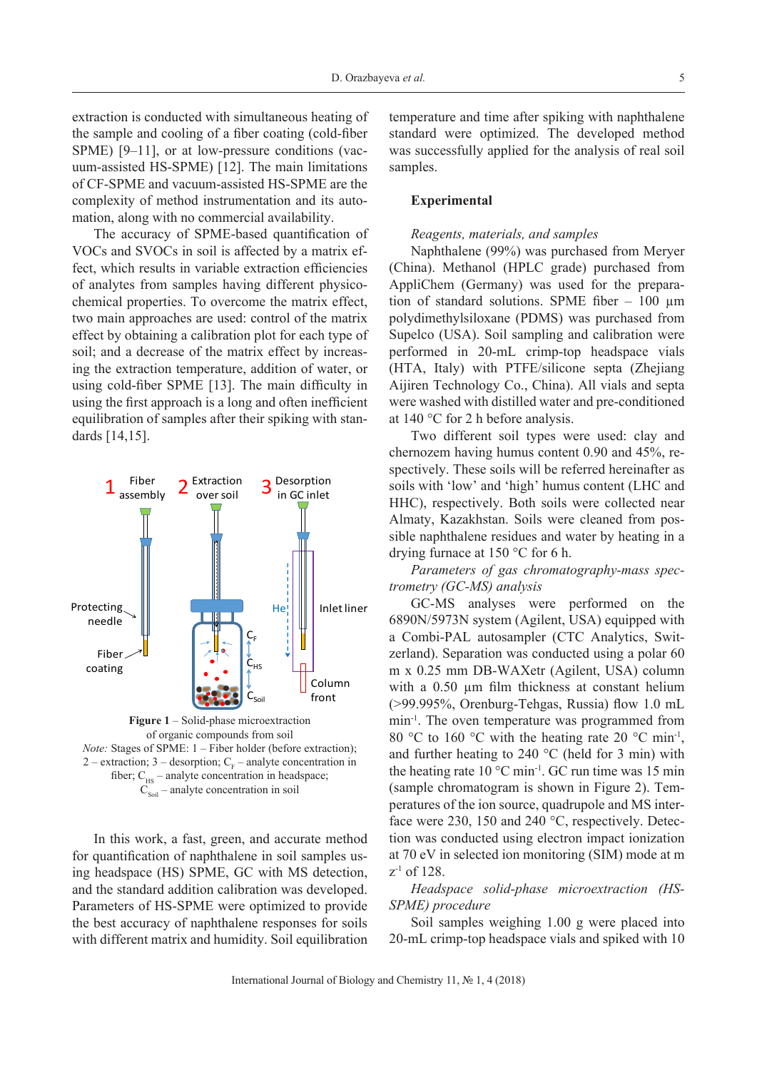extraction is conducted with simultaneous heating of the sample and cooling of a fiber coating (cold-fiber SPME) [9–11], or at low-pressure conditions (vacuum-assisted HS-SPME) [12]. The main limitations of CF-SPME and vacuum-assisted HS-SPME are the complexity of method instrumentation and its automation, along with no commercial availability.

The accuracy of SPME-based quantification of VOCs and SVOCs in soil is affected by a matrix effect, which results in variable extraction efficiencies of analytes from samples having different physicochemical properties. To overcome the matrix effect, two main approaches are used: control of the matrix effect by obtaining a calibration plot for each type of soil; and a decrease of the matrix effect by increasing the extraction temperature, addition of water, or using cold-fiber SPME [13]. The main difficulty in using the first approach is a long and often inefficient equilibration of samples after their spiking with standards [14,15].

**Figure 1** – Solid-phase microextraction of organic compounds from soil

*Note:* Stages of SPME: 1 – Fiber holder (before extraction); 2 – extraction; 3 – desorption; $C_F$ – analyte concentration in fiber; $C_{HS}$ – analyte concentration in headspace; $C_{Soil}$ – analyte concentration in soil

In this work, a fast, green, and accurate method for quantification of naphthalene in soil samples using headspace (HS) SPME, GC with MS detection, and the standard addition calibration was developed. Parameters of HS-SPME were optimized to provide the best accuracy of naphthalene responses for soils with different matrix and humidity. Soil equilibration temperature and time after spiking with naphthalene standard were optimized. The developed method was successfully applied for the analysis of real soil samples.

## Experimental

*Reagents, materials, and samples*

Naphthalene (99%) was purchased from Meryer (China). Methanol (HPLC grade) purchased from AppliChem (Germany) was used for the preparation of standard solutions. SPME fiber – 100 µm polydimethylsiloxane (PDMS) was purchased from Supelco (USA). Soil sampling and calibration were performed in 20-mL crimp-top headspace vials (HTA, Italy) with PTFE/silicone septa (Zhejiang Aijiren Technology Co., China). All vials and septa were washed with distilled water and pre-conditioned at 140 °C for 2 h before analysis.

Two different soil types were used: clay and chernozem having humus content 0.90 and 45%, respectively. These soils will be referred hereinafter as soils with 'low' and 'high' humus content (LHC and HHC), respectively. Both soils were collected near Almaty, Kazakhstan. Soils were cleaned from possible naphthalene residues and water by heating in a drying furnace at 150 °C for 6 h.

*Parameters of gas chromatography-mass spectrometry (GC-MS) analysis*

GC-MS analyses were performed on the 6890N/5973N system (Agilent, USA) equipped with a Combi-PAL autosampler (CTC Analytics, Switzerland). Separation was conducted using a polar 60 m x 0.25 mm DB-WAXetr (Agilent, USA) column with a 0.50 µm film thickness at constant helium (>99.995%, Orenburg-Tehgas, Russia) flow 1.0 mL min$^{-1}$. The oven temperature was programmed from 80 °C to 160 °C with the heating rate 20 °C min$^{-1}$, and further heating to 240 °C (held for 3 min) with the heating rate 10 °C min$^{-1}$. GC run time was 15 min (sample chromatogram is shown in Figure 2). Temperatures of the ion source, quadrupole and MS interface were 230, 150 and 240 °C, respectively. Detection was conducted using electron impact ionization at 70 eV in selected ion monitoring (SIM) mode at m z$^{-1}$ of 128.

*Headspace solid-phase microextraction (HS-SPME) procedure*

Soil samples weighing 1.00 g were placed into 20-mL crimp-top headspace vials and spiked with 10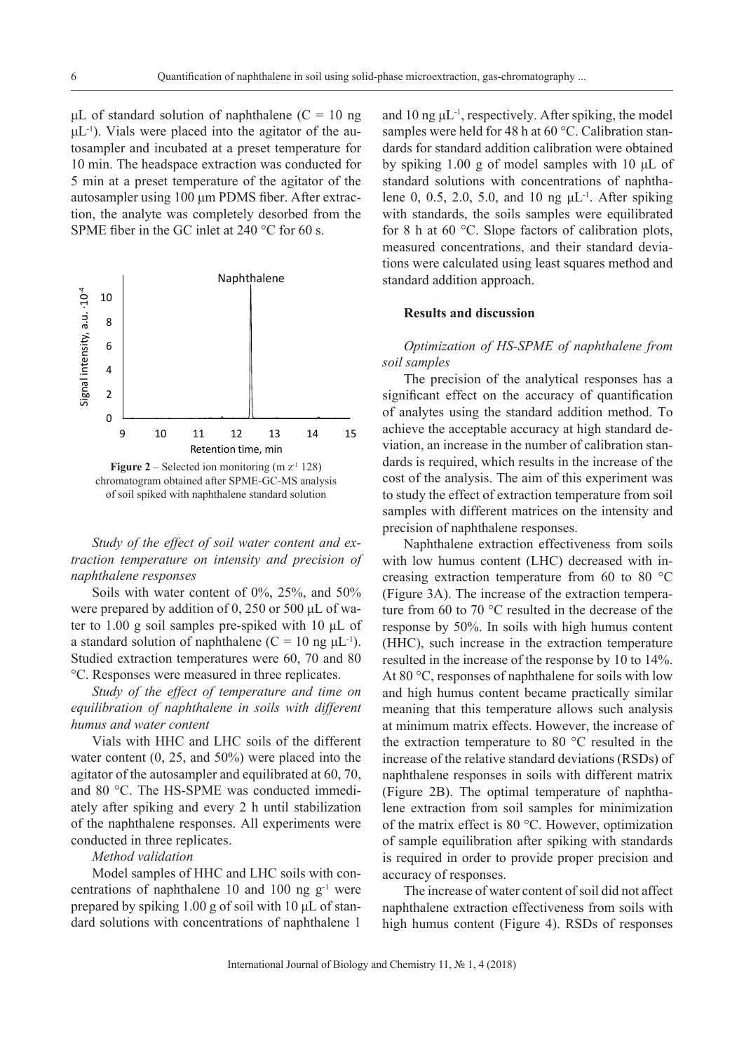µL of standard solution of naphthalene (C = 10 ng µL$^{-1}$). Vials were placed into the agitator of the autosampler and incubated at a preset temperature for 10 min. The headspace extraction was conducted for 5 min at a preset temperature of the agitator of the autosampler using 100 µm PDMS fiber. After extraction, the analyte was completely desorbed from the SPME fiber in the GC inlet at 240 °C for 60 s.

**Figure 2** – Selected ion monitoring (m z$^{-1}$ 128) chromatogram obtained after SPME-GC-MS analysis of soil spiked with naphthalene standard solution

*Study of the effect of soil water content and extraction temperature on intensity and precision of naphthalene responses*

Soils with water content of 0%, 25%, and 50% were prepared by addition of 0, 250 or 500 µL of water to 1.00 g soil samples pre-spiked with 10 µL of a standard solution of naphthalene (C = 10 ng µL$^{-1}$). Studied extraction temperatures were 60, 70 and 80 °C. Responses were measured in three replicates.

*Study of the effect of temperature and time on equilibration of naphthalene in soils with different humus and water content*

Vials with HHC and LHC soils of the different water content (0, 25, and 50%) were placed into the agitator of the autosampler and equilibrated at 60, 70, and 80 °C. The HS-SPME was conducted immediately after spiking and every 2 h until stabilization of the naphthalene responses. All experiments were conducted in three replicates.

*Method validation*

Model samples of HHC and LHC soils with concentrations of naphthalene 10 and 100 ng g$^{-1}$ were prepared by spiking 1.00 g of soil with 10 µL of standard solutions with concentrations of naphthalene 1 and 10 ng µL$^{-1}$, respectively. After spiking, the model samples were held for 48 h at 60 °C. Calibration standards for standard addition calibration were obtained by spiking 1.00 g of model samples with 10 µL of standard solutions with concentrations of naphthalene 0, 0.5, 2.0, 5.0, and 10 ng µL$^{-1}$. After spiking with standards, the soils samples were equilibrated for 8 h at 60 °C. Slope factors of calibration plots, measured concentrations, and their standard deviations were calculated using least squares method and standard addition approach.

## Results and discussion

*Optimization of HS-SPME of naphthalene from soil samples*

The precision of the analytical responses has a significant effect on the accuracy of quantification of analytes using the standard addition method. To achieve the acceptable accuracy at high standard deviation, an increase in the number of calibration standards is required, which results in the increase of the cost of the analysis. The aim of this experiment was to study the effect of extraction temperature from soil samples with different matrices on the intensity and precision of naphthalene responses.

Naphthalene extraction effectiveness from soils with low humus content (LHC) decreased with increasing extraction temperature from 60 to 80 °C (Figure 3A). The increase of the extraction temperature from 60 to 70 °C resulted in the decrease of the response by 50%. In soils with high humus content (HHC), such increase in the extraction temperature resulted in the increase of the response by 10 to 14%. At 80 °C, responses of naphthalene for soils with low and high humus content became practically similar meaning that this temperature allows such analysis at minimum matrix effects. However, the increase of the extraction temperature to 80 °C resulted in the increase of the relative standard deviations (RSDs) of naphthalene responses in soils with different matrix (Figure 2B). The optimal temperature of naphthalene extraction from soil samples for minimization of the matrix effect is 80 °C. However, optimization of sample equilibration after spiking with standards is required in order to provide proper precision and accuracy of responses.

The increase of water content of soil did not affect naphthalene extraction effectiveness from soils with high humus content (Figure 4). RSDs of responses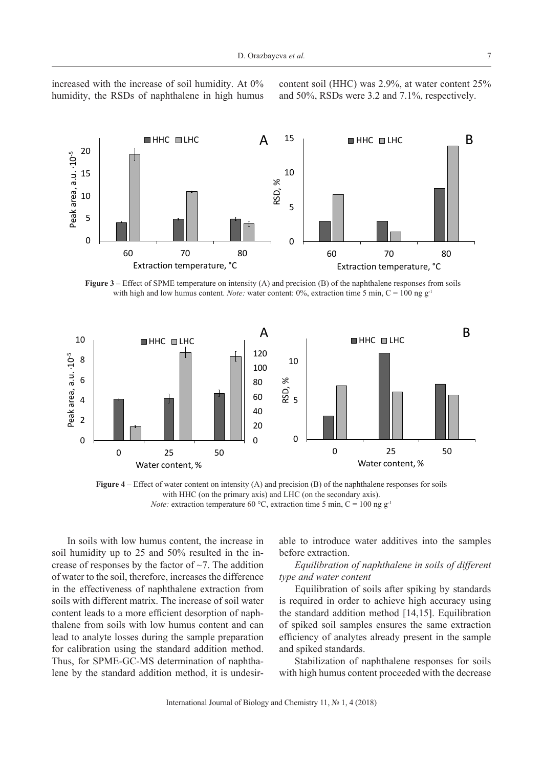increased with the increase of soil humidity. At 0% humidity, the RSDs of naphthalene in high humus content soil (HHC) was 2.9%, at water content 25% and 50%, RSDs were 3.2 and 7.1%, respectively.

**Figure 3** – Effect of SPME temperature on intensity (A) and precision (B) of the naphthalene responses from soils with high and low humus content. *Note:* water content: 0%, extraction time 5 min, C = 100 ng g$^{-1}$

**Figure 4** – Effect of water content on intensity (A) and precision (B) of the naphthalene responses for soils with HHC (on the primary axis) and LHC (on the secondary axis). *Note:* extraction temperature 60 °C, extraction time 5 min, C = 100 ng g$^{-1}$

In soils with low humus content, the increase in soil humidity up to 25 and 50% resulted in the increase of responses by the factor of ~7. The addition of water to the soil, therefore, increases the difference in the effectiveness of naphthalene extraction from soils with different matrix. The increase of soil water content leads to a more efficient desorption of naphthalene from soils with low humus content and can lead to analyte losses during the sample preparation for calibration using the standard addition method. Thus, for SPME-GC-MS determination of naphthalene by the standard addition method, it is undesirable to introduce water additives into the samples before extraction.

*Equilibration of naphthalene in soils of different type and water content*

Equilibration of soils after spiking by standards is required in order to achieve high accuracy using the standard addition method [14,15]. Equilibration of spiked soil samples ensures the same extraction efficiency of analytes already present in the sample and spiked standards.

Stabilization of naphthalene responses for soils with high humus content proceeded with the decrease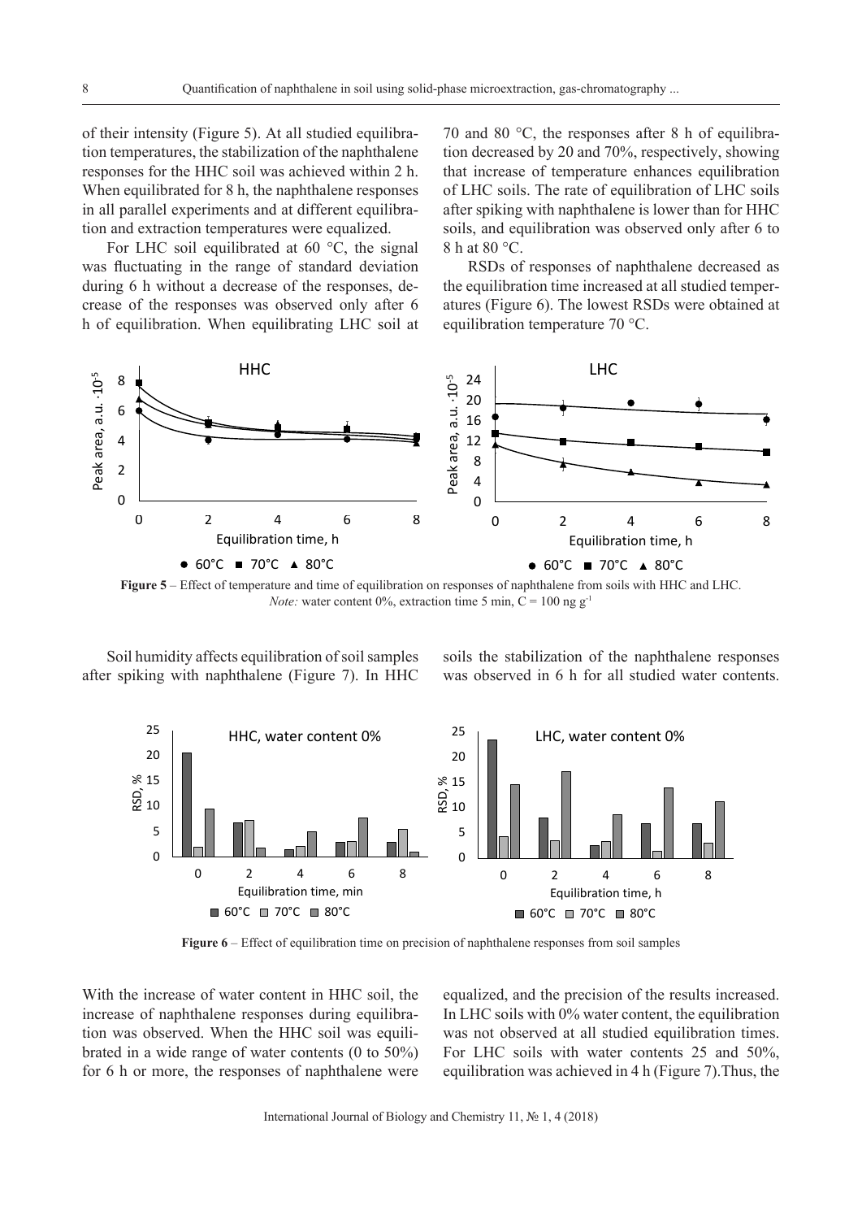of their intensity (Figure 5). At all studied equilibration temperatures, the stabilization of the naphthalene responses for the HHC soil was achieved within 2 h. When equilibrated for 8 h, the naphthalene responses in all parallel experiments and at different equilibration and extraction temperatures were equalized.

For LHC soil equilibrated at 60 °C, the signal was fluctuating in the range of standard deviation during 6 h without a decrease of the responses, decrease of the responses was observed only after 6 h of equilibration. When equilibrating LHC soil at 70 and 80 °C, the responses after 8 h of equilibration decreased by 20 and 70%, respectively, showing that increase of temperature enhances equilibration of LHC soils. The rate of equilibration of LHC soils after spiking with naphthalene is lower than for HHC soils, and equilibration was observed only after 6 to 8 h at 80 °C.

RSDs of responses of naphthalene decreased as the equilibration time increased at all studied temperatures (Figure 6). The lowest RSDs were obtained at equilibration temperature 70 °C.

**Figure 5** – Effect of temperature and time of equilibration on responses of naphthalene from soils with HHC and LHC.
*Note:* water content 0%, extraction time 5 min, C = 100 ng $g^{-1}$

Soil humidity affects equilibration of soil samples after spiking with naphthalene (Figure 7). In HHC soils the stabilization of the naphthalene responses was observed in 6 h for all studied water contents.

**Figure 6** – Effect of equilibration time on precision of naphthalene responses from soil samples

With the increase of water content in HHC soil, the increase of naphthalene responses during equilibration was observed. When the HHC soil was equilibrated in a wide range of water contents (0 to 50%) for 6 h or more, the responses of naphthalene were equalized, and the precision of the results increased. In LHC soils with 0% water content, the equilibration was not observed at all studied equilibration times. For LHC soils with water contents 25 and 50%, equilibration was achieved in 4 h (Figure 7).Thus, the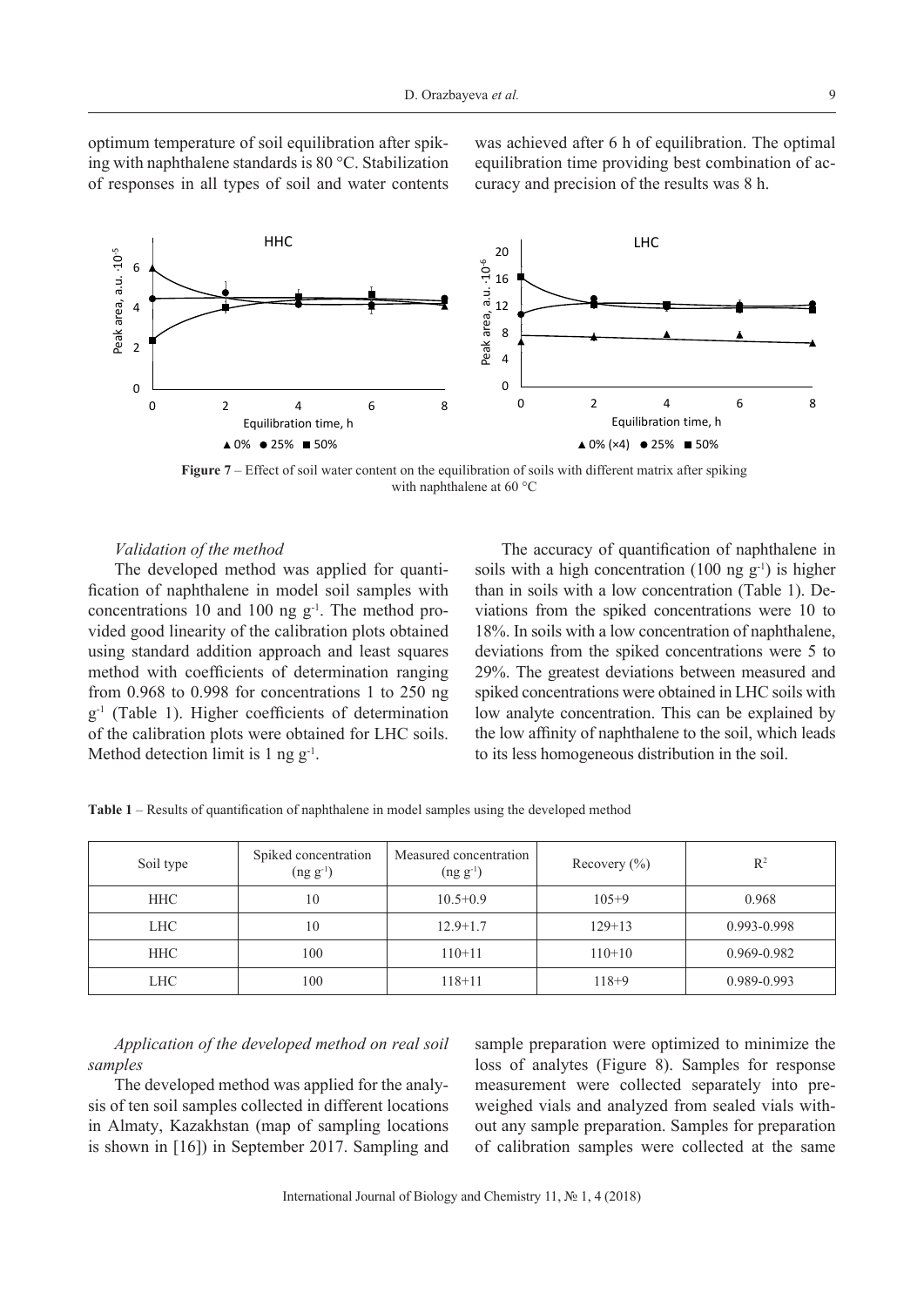optimum temperature of soil equilibration after spiking with naphthalene standards is 80 °C. Stabilization of responses in all types of soil and water contents was achieved after 6 h of equilibration. The optimal equilibration time providing best combination of accuracy and precision of the results was 8 h.

**Figure 7** – Effect of soil water content on the equilibration of soils with different matrix after spiking with naphthalene at 60 °C

*Validation of the method*

The developed method was applied for quantification of naphthalene in model soil samples with concentrations 10 and 100 ng $g^{-1}$. The method provided good linearity of the calibration plots obtained using standard addition approach and least squares method with coefficients of determination ranging from 0.968 to 0.998 for concentrations 1 to 250 ng $g^{-1}$ (Table 1). Higher coefficients of determination of the calibration plots were obtained for LHC soils. Method detection limit is 1 ng $g^{-1}$.

The accuracy of quantification of naphthalene in soils with a high concentration (100 ng $g^{-1}$) is higher than in soils with a low concentration (Table 1). Deviations from the spiked concentrations were 10 to 18%. In soils with a low concentration of naphthalene, deviations from the spiked concentrations were 5 to 29%. The greatest deviations between measured and spiked concentrations were obtained in LHC soils with low analyte concentration. This can be explained by the low affinity of naphthalene to the soil, which leads to its less homogeneous distribution in the soil.

**Table 1** – Results of quantification of naphthalene in model samples using the developed method

| Soil type | Spiked concentration (ng $g^{-1}$) | Measured concentration (ng $g^{-1}$) | Recovery (%) | $R^2$ |
|---|---|---|---|---|
| HHC | 10 | 10.5+0.9 | 105+9 | 0.968 |
| LHC | 10 | 12.9+1.7 | 129+13 | 0.993-0.998 |
| HHC | 100 | 110+11 | 110+10 | 0.969-0.982 |
| LHC | 100 | 118+11 | 118+9 | 0.989-0.993 |

*Application of the developed method on real soil samples*

The developed method was applied for the analysis of ten soil samples collected in different locations in Almaty, Kazakhstan (map of sampling locations is shown in [16]) in September 2017. Sampling and sample preparation were optimized to minimize the loss of analytes (Figure 8). Samples for response measurement were collected separately into pre-weighed vials and analyzed from sealed vials without any sample preparation. Samples for preparation of calibration samples were collected at the same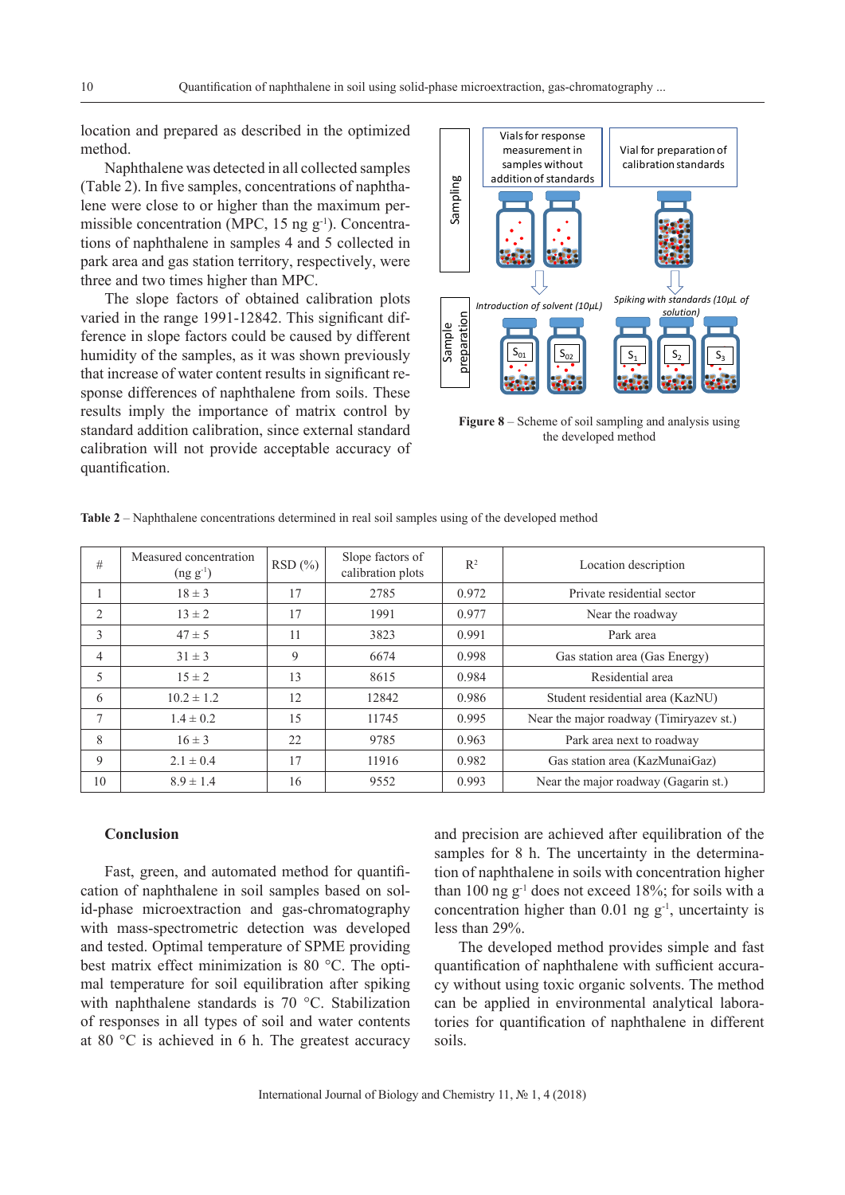location and prepared as described in the optimized method.

Naphthalene was detected in all collected samples (Table 2). In five samples, concentrations of naphthalene were close to or higher than the maximum permissible concentration (MPC, 15 ng g$^{-1}$). Concentrations of naphthalene in samples 4 and 5 collected in park area and gas station territory, respectively, were three and two times higher than MPC.

The slope factors of obtained calibration plots varied in the range 1991-12842. This significant difference in slope factors could be caused by different humidity of the samples, as it was shown previously that increase of water content results in significant response differences of naphthalene from soils. These results imply the importance of matrix control by standard addition calibration, since external standard calibration will not provide acceptable accuracy of quantification.

**Figure 8** – Scheme of soil sampling and analysis using the developed method

**Table 2** – Naphthalene concentrations determined in real soil samples using of the developed method

| # | Measured concentration (ng g$^{-1}$) | RSD (%) | Slope factors of calibration plots | $R^2$ | Location description |
|---|---|---|---|---|---|
| 1 | 18 ± 3 | 17 | 2785 | 0.972 | Private residential sector |
| 2 | 13 ± 2 | 17 | 1991 | 0.977 | Near the roadway |
| 3 | 47 ± 5 | 11 | 3823 | 0.991 | Park area |
| 4 | 31 ± 3 | 9 | 6674 | 0.998 | Gas station area (Gas Energy) |
| 5 | 15 ± 2 | 13 | 8615 | 0.984 | Residential area |
| 6 | 10.2 ± 1.2 | 12 | 12842 | 0.986 | Student residential area (KazNU) |
| 7 | 1.4 ± 0.2 | 15 | 11745 | 0.995 | Near the major roadway (Timiryazev st.) |
| 8 | 16 ± 3 | 22 | 9785 | 0.963 | Park area next to roadway |
| 9 | 2.1 ± 0.4 | 17 | 11916 | 0.982 | Gas station area (KazMunaiGaz) |
| 10 | 8.9 ± 1.4 | 16 | 9552 | 0.993 | Near the major roadway (Gagarin st.) |

## Conclusion

Fast, green, and automated method for quantification of naphthalene in soil samples based on solid-phase microextraction and gas-chromatography with mass-spectrometric detection was developed and tested. Optimal temperature of SPME providing best matrix effect minimization is 80 °C. The optimal temperature for soil equilibration after spiking with naphthalene standards is 70 °C. Stabilization of responses in all types of soil and water contents at 80 °C is achieved in 6 h. The greatest accuracy and precision are achieved after equilibration of the samples for 8 h. The uncertainty in the determination of naphthalene in soils with concentration higher than 100 ng g$^{-1}$ does not exceed 18%; for soils with a concentration higher than 0.01 ng g$^{-1}$, uncertainty is less than 29%.

The developed method provides simple and fast quantification of naphthalene with sufficient accuracy without using toxic organic solvents. The method can be applied in environmental analytical laboratories for quantification of naphthalene in different soils.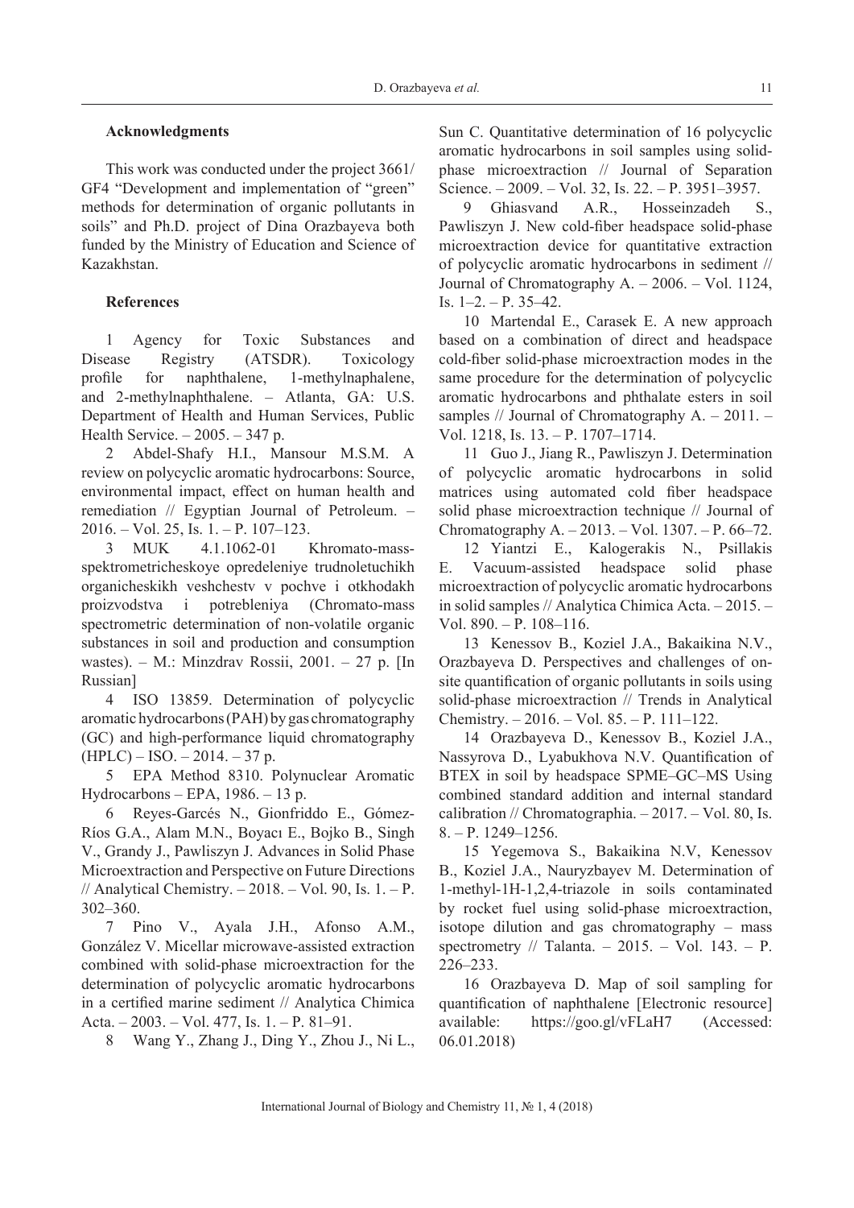### Acknowledgments

This work was conducted under the project 3661/GF4 "Development and implementation of "green" methods for determination of organic pollutants in soils" and Ph.D. project of Dina Orazbayeva both funded by the Ministry of Education and Science of Kazakhstan.

### References

1 Agency for Toxic Substances and Disease Registry (ATSDR). Toxicology profile for naphthalene, 1-methylnaphalene, and 2-methylnaphthalene. – Atlanta, GA: U.S. Department of Health and Human Services, Public Health Service. – 2005. – 347 p.

2 Abdel-Shafy H.I., Mansour M.S.M. A review on polycyclic aromatic hydrocarbons: Source, environmental impact, effect on human health and remediation // Egyptian Journal of Petroleum. – 2016. – Vol. 25, Is. 1. – P. 107–123.

3 MUK 4.1.1062-01 Khromato-mass-spektrometricheskoye opredeleniye trudnoletuchikh organicheskikh veshchestv v pochve i otkhodakh proizvodstva i potrebleniya (Chromato-mass spectrometric determination of non-volatile organic substances in soil and production and consumption wastes). – M.: Minzdrav Rossii, 2001. – 27 p. [In Russian]

4 ISO 13859. Determination of polycyclic aromatic hydrocarbons (PAH) by gas chromatography (GC) and high-performance liquid chromatography (HPLC) – ISO. – 2014. – 37 p.

5 EPA Method 8310. Polynuclear Aromatic Hydrocarbons – EPA, 1986. – 13 p.

6 Reyes-Garcés N., Gionfriddo E., Gómez-Ríos G.A., Alam M.N., Boyacı E., Bojko B., Singh V., Grandy J., Pawliszyn J. Advances in Solid Phase Microextraction and Perspective on Future Directions // Analytical Chemistry. – 2018. – Vol. 90, Is. 1. – P. 302–360.

7 Pino V., Ayala J.H., Afonso A.M., González V. Micellar microwave-assisted extraction combined with solid-phase microextraction for the determination of polycyclic aromatic hydrocarbons in a certified marine sediment // Analytica Chimica Acta. – 2003. – Vol. 477, Is. 1. – P. 81–91.

8 Wang Y., Zhang J., Ding Y., Zhou J., Ni L., Sun C. Quantitative determination of 16 polycyclic aromatic hydrocarbons in soil samples using solid-phase microextraction // Journal of Separation Science. – 2009. – Vol. 32, Is. 22. – P. 3951–3957.

9 Ghiasvand A.R., Hosseinzadeh S., Pawliszyn J. New cold-fiber headspace solid-phase microextraction device for quantitative extraction of polycyclic aromatic hydrocarbons in sediment // Journal of Chromatography A. – 2006. – Vol. 1124, Is. 1–2. – P. 35–42.

10 Martendal E., Carasek E. A new approach based on a combination of direct and headspace cold-fiber solid-phase microextraction modes in the same procedure for the determination of polycyclic aromatic hydrocarbons and phthalate esters in soil samples // Journal of Chromatography A. – 2011. – Vol. 1218, Is. 13. – P. 1707–1714.

11 Guo J., Jiang R., Pawliszyn J. Determination of polycyclic aromatic hydrocarbons in solid matrices using automated cold fiber headspace solid phase microextraction technique // Journal of Chromatography A. – 2013. – Vol. 1307. – P. 66–72.

12 Yiantzi E., Kalogerakis N., Psillakis E. Vacuum-assisted headspace solid phase microextraction of polycyclic aromatic hydrocarbons in solid samples // Analytica Chimica Acta. – 2015. – Vol. 890. – P. 108–116.

13 Kenessov B., Koziel J.A., Bakaikina N.V., Orazbayeva D. Perspectives and challenges of on-site quantification of organic pollutants in soils using solid-phase microextraction // Trends in Analytical Chemistry. – 2016. – Vol. 85. – P. 111–122.

14 Orazbayeva D., Kenessov B., Koziel J.A., Nassyrova D., Lyabukhova N.V. Quantification of BTEX in soil by headspace SPME–GC–MS Using combined standard addition and internal standard calibration // Chromatographia. – 2017. – Vol. 80, Is. 8. – P. 1249–1256.

15 Yegemova S., Bakaikina N.V, Kenessov B., Koziel J.A., Nauryzbayev M. Determination of 1-methyl-1H-1,2,4-triazole in soils contaminated by rocket fuel using solid-phase microextraction, isotope dilution and gas chromatography – mass spectrometry // Talanta. – 2015. – Vol. 143. – P. 226–233.

16 Orazbayeva D. Map of soil sampling for quantification of naphthalene [Electronic resource] available: https://goo.gl/vFLaH7 (Accessed: 06.01.2018)